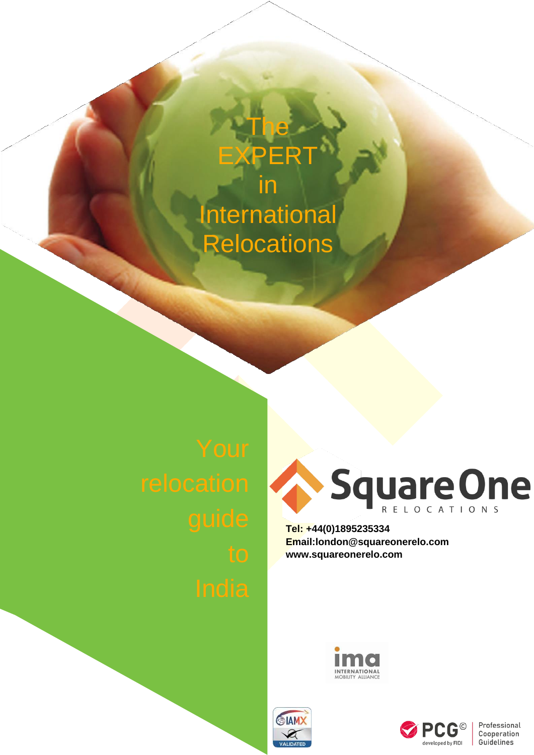# The EXPERT in International Relocations

## Your relocation guide to India

Square One RELOCATIONS

**Tel: +44(0)1895235334**
**Email:london@squareonerelo.com**
**www.squareonerelo.com**

ima INTERNATIONAL MOBILITY ALLIANCE

IAMX VALIDATED

PCG© developed by FIDI | Professional Cooperation Guidelines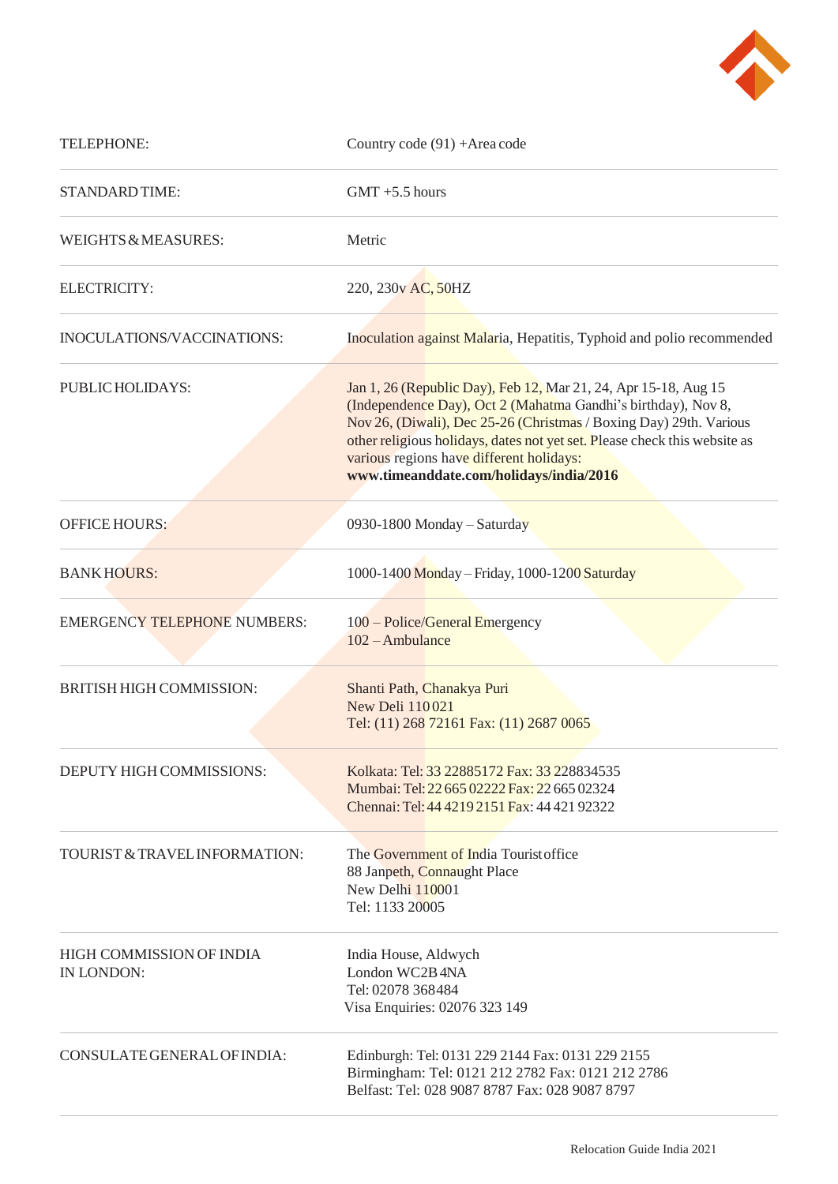| | |
|---|---|
| TELEPHONE: | Country code (91) +Area code |
| STANDARD TIME: | GMT +5.5 hours |
| WEIGHTS & MEASURES: | Metric |
| ELECTRICITY: | 220, 230v AC, 50HZ |
| INOCULATIONS/VACCINATIONS: | Inoculation against Malaria, Hepatitis, Typhoid and polio recommended |
| PUBLIC HOLIDAYS: | Jan 1, 26 (Republic Day), Feb 12, Mar 21, 24, Apr 15-18, Aug 15 (Independence Day), Oct 2 (Mahatma Gandhi's birthday), Nov 8, Nov 26, (Diwali), Dec 25-26 (Christmas / Boxing Day) 29th. Various other religious holidays, dates not yet set. Please check this website as various regions have different holidays: **www.timeanddate.com/holidays/india/2016** |
| OFFICE HOURS: | 0930-1800 Monday – Saturday |
| BANK HOURS: | 1000-1400 Monday – Friday, 1000-1200 Saturday |
| EMERGENCY TELEPHONE NUMBERS: | 100 – Police/General Emergency<br>102 – Ambulance |
| BRITISH HIGH COMMISSION: | Shanti Path, Chanakya Puri<br>New Deli 110 021<br>Tel: (11) 268 72161 Fax: (11) 2687 0065 |
| DEPUTY HIGH COMMISSIONS: | Kolkata: Tel: 33 22885172 Fax: 33 228834535<br>Mumbai: Tel: 22 665 02222 Fax: 22 665 02324<br>Chennai: Tel: 44 4219 2151 Fax: 44 421 92322 |
| TOURIST & TRAVEL INFORMATION: | The Government of India Tourist office<br>88 Janpeth, Connaught Place<br>New Delhi 110001<br>Tel: 1133 20005 |
| HIGH COMMISSION OF INDIA IN LONDON: | India House, Aldwych<br>London WC2B 4NA<br>Tel: 02078 368484<br>Visa Enquiries: 02076 323 149 |
| CONSULATE GENERAL OF INDIA: | Edinburgh: Tel: 0131 229 2144 Fax: 0131 229 2155<br>Birmingham: Tel: 0121 212 2782 Fax: 0121 212 2786<br>Belfast: Tel: 028 9087 8787 Fax: 028 9087 8797 |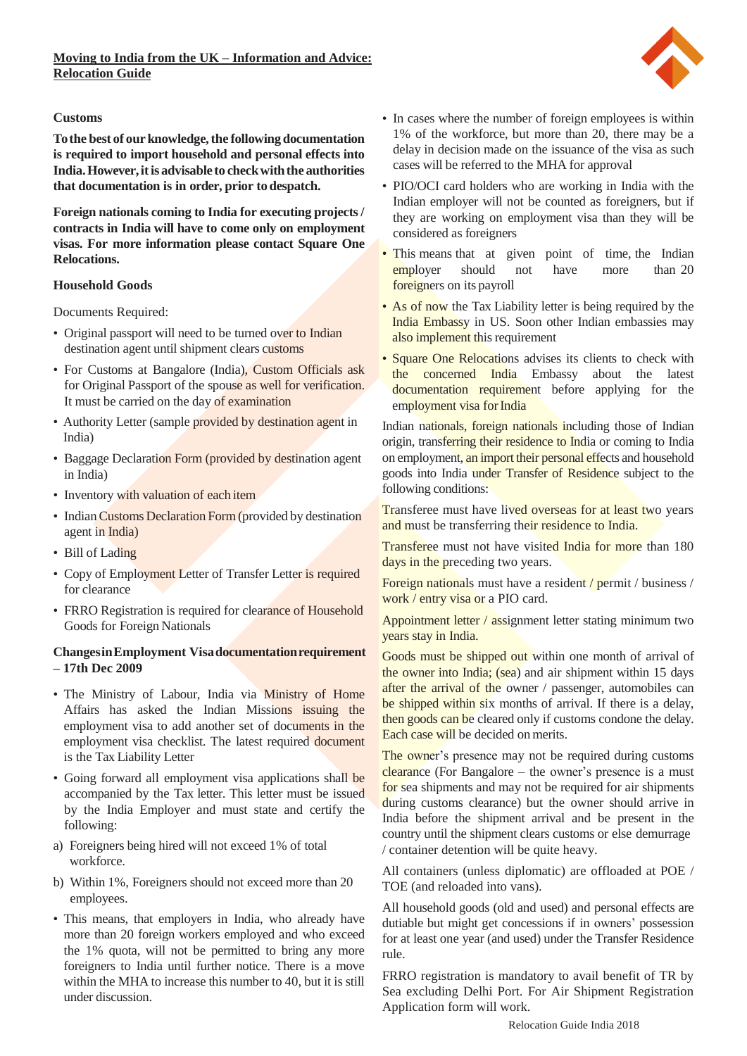## Customs

**To the best of our knowledge, the following documentation is required to import household and personal effects into India. However, it is advisable to check with the authorities that documentation is in order, prior to despatch.**

**Foreign nationals coming to India for executing projects / contracts in India will have to come only on employment visas. For more information please contact Square One Relocations.**

### Household Goods

Documents Required:

- Original passport will need to be turned over to Indian destination agent until shipment clears customs
- For Customs at Bangalore (India), Custom Officials ask for Original Passport of the spouse as well for verification. It must be carried on the day of examination
- Authority Letter (sample provided by destination agent in India)
- Baggage Declaration Form (provided by destination agent in India)
- Inventory with valuation of each item
- Indian Customs Declaration Form (provided by destination agent in India)
- Bill of Lading
- Copy of Employment Letter of Transfer Letter is required for clearance
- FRRO Registration is required for clearance of Household Goods for Foreign Nationals

### Changes in Employment Visa documentation requirement – 17th Dec 2009

- The Ministry of Labour, India via Ministry of Home Affairs has asked the Indian Missions issuing the employment visa to add another set of documents in the employment visa checklist. The latest required document is the Tax Liability Letter
- Going forward all employment visa applications shall be accompanied by the Tax letter. This letter must be issued by the India Employer and must state and certify the following:

a) Foreigners being hired will not exceed 1% of total workforce.

b) Within 1%, Foreigners should not exceed more than 20 employees.

- This means, that employers in India, who already have more than 20 foreign workers employed and who exceed the 1% quota, will not be permitted to bring any more foreigners to India until further notice. There is a move within the MHA to increase this number to 40, but it is still under discussion.
- In cases where the number of foreign employees is within 1% of the workforce, but more than 20, there may be a delay in decision made on the issuance of the visa as such cases will be referred to the MHA for approval
- PIO/OCI card holders who are working in India with the Indian employer will not be counted as foreigners, but if they are working on employment visa than they will be considered as foreigners
- This means that at given point of time, the Indian employer should not have more than 20 foreigners on its payroll
- As of now the Tax Liability letter is being required by the India Embassy in US. Soon other Indian embassies may also implement this requirement
- Square One Relocations advises its clients to check with the concerned India Embassy about the latest documentation requirement before applying for the employment visa for India

Indian nationals, foreign nationals including those of Indian origin, transferring their residence to India or coming to India on employment, an import their personal effects and household goods into India under Transfer of Residence subject to the following conditions:

Transferee must have lived overseas for at least two years and must be transferring their residence to India.

Transferee must not have visited India for more than 180 days in the preceding two years.

Foreign nationals must have a resident / permit / business / work / entry visa or a PIO card.

Appointment letter / assignment letter stating minimum two years stay in India.

Goods must be shipped out within one month of arrival of the owner into India; (sea) and air shipment within 15 days after the arrival of the owner / passenger, automobiles can be shipped within six months of arrival. If there is a delay, then goods can be cleared only if customs condone the delay. Each case will be decided on merits.

The owner's presence may not be required during customs clearance (For Bangalore – the owner's presence is a must for sea shipments and may not be required for air shipments during customs clearance) but the owner should arrive in India before the shipment arrival and be present in the country until the shipment clears customs or else demurrage / container detention will be quite heavy.

All containers (unless diplomatic) are offloaded at POE / TOE (and reloaded into vans).

All household goods (old and used) and personal effects are dutiable but might get concessions if in owners' possession for at least one year (and used) under the Transfer Residence rule.

FRRO registration is mandatory to avail benefit of TR by Sea excluding Delhi Port. For Air Shipment Registration Application form will work.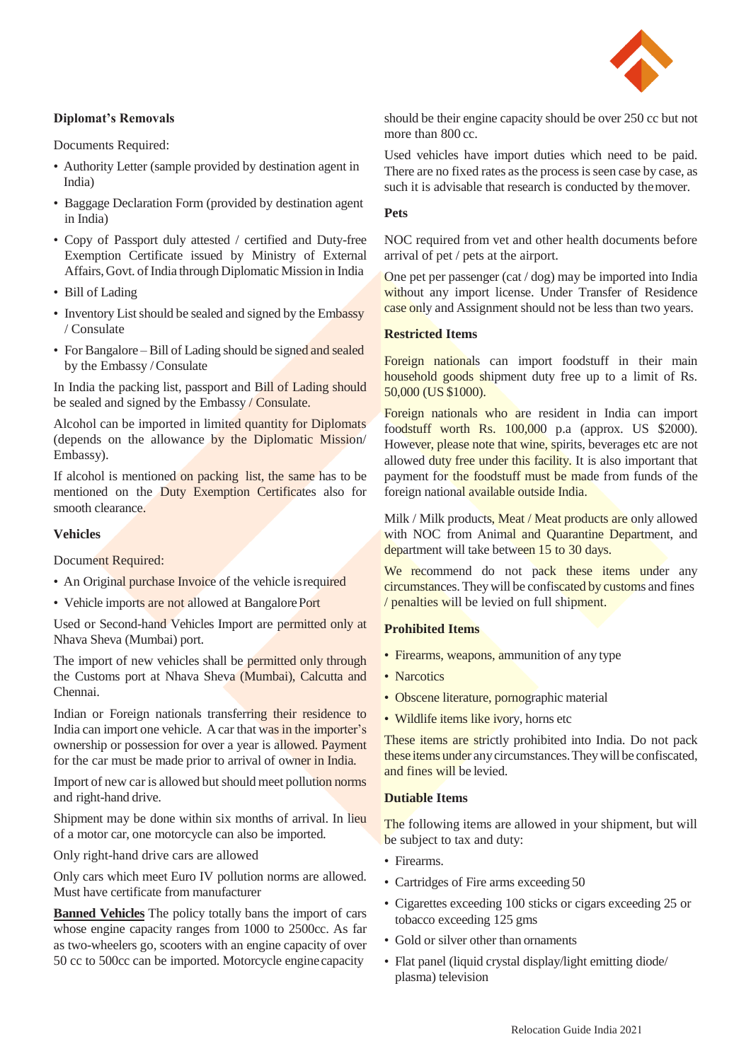### Diplomat's Removals

Documents Required:

- Authority Letter (sample provided by destination agent in India)
- Baggage Declaration Form (provided by destination agent in India)
- Copy of Passport duly attested / certified and Duty-free Exemption Certificate issued by Ministry of External Affairs, Govt. of India through Diplomatic Mission in India
- Bill of Lading
- Inventory List should be sealed and signed by the Embassy / Consulate
- For Bangalore – Bill of Lading should be signed and sealed by the Embassy / Consulate

In India the packing list, passport and Bill of Lading should be sealed and signed by the Embassy / Consulate.

Alcohol can be imported in limited quantity for Diplomats (depends on the allowance by the Diplomatic Mission/ Embassy).

If alcohol is mentioned on packing list, the same has to be mentioned on the Duty Exemption Certificates also for smooth clearance.

### Vehicles

Document Required:

- An Original purchase Invoice of the vehicle is required
- Vehicle imports are not allowed at Bangalore Port

Used or Second-hand Vehicles Import are permitted only at Nhava Sheva (Mumbai) port.

The import of new vehicles shall be permitted only through the Customs port at Nhava Sheva (Mumbai), Calcutta and Chennai.

Indian or Foreign nationals transferring their residence to India can import one vehicle. A car that was in the importer's ownership or possession for over a year is allowed. Payment for the car must be made prior to arrival of owner in India.

Import of new car is allowed but should meet pollution norms and right-hand drive.

Shipment may be done within six months of arrival. In lieu of a motor car, one motorcycle can also be imported.

Only right-hand drive cars are allowed

Only cars which meet Euro IV pollution norms are allowed. Must have certificate from manufacturer

**Banned Vehicles** The policy totally bans the import of cars whose engine capacity ranges from 1000 to 2500cc. As far as two-wheelers go, scooters with an engine capacity of over 50 cc to 500cc can be imported. Motorcycle engine capacity should be their engine capacity should be over 250 cc but not more than 800 cc.

Used vehicles have import duties which need to be paid. There are no fixed rates as the process is seen case by case, as such it is advisable that research is conducted by the mover.

### Pets

NOC required from vet and other health documents before arrival of pet / pets at the airport.

One pet per passenger (cat / dog) may be imported into India without any import license. Under Transfer of Residence case only and Assignment should not be less than two years.

### Restricted Items

Foreign nationals can import foodstuff in their main household goods shipment duty free up to a limit of Rs. 50,000 (US $1000).

Foreign nationals who are resident in India can import foodstuff worth Rs. 100,000 p.a (approx. US $2000). However, please note that wine, spirits, beverages etc are not allowed duty free under this facility. It is also important that payment for the foodstuff must be made from funds of the foreign national available outside India.

Milk / Milk products, Meat / Meat products are only allowed with NOC from Animal and Quarantine Department, and department will take between 15 to 30 days.

We recommend do not pack these items under any circumstances. They will be confiscated by customs and fines / penalties will be levied on full shipment.

### Prohibited Items

- Firearms, weapons, ammunition of any type
- Narcotics
- Obscene literature, pornographic material
- Wildlife items like ivory, horns etc

These items are strictly prohibited into India. Do not pack these items under any circumstances. They will be confiscated, and fines will be levied.

### Dutiable Items

The following items are allowed in your shipment, but will be subject to tax and duty:

- Firearms.
- Cartridges of Fire arms exceeding 50
- Cigarettes exceeding 100 sticks or cigars exceeding 25 or tobacco exceeding 125 gms
- Gold or silver other than ornaments
- Flat panel (liquid crystal display/light emitting diode/ plasma) television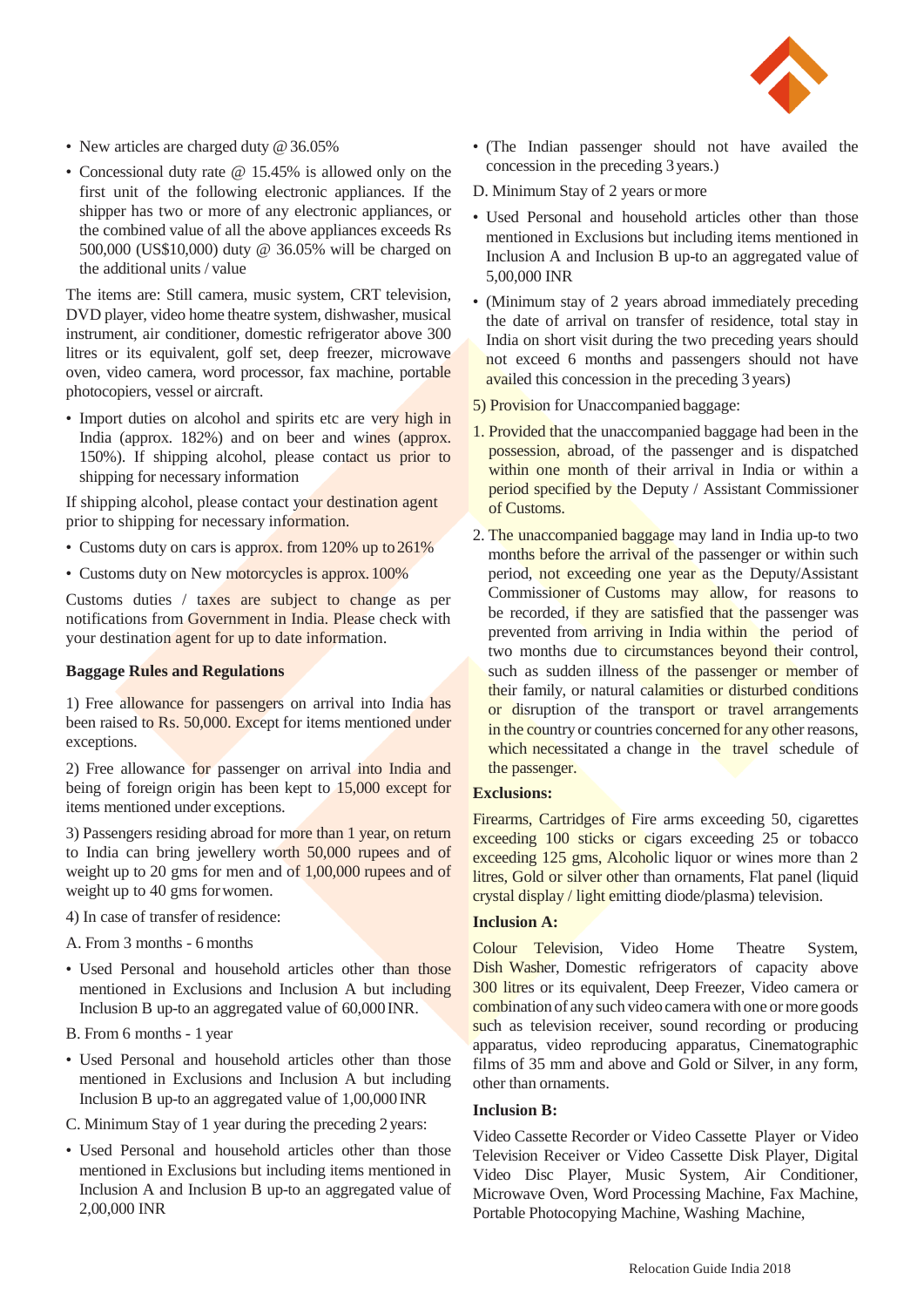- New articles are charged duty @ 36.05%
- Concessional duty rate @ 15.45% is allowed only on the first unit of the following electronic appliances. If the shipper has two or more of any electronic appliances, or the combined value of all the above appliances exceeds Rs 500,000 (US$10,000) duty @ 36.05% will be charged on the additional units / value

The items are: Still camera, music system, CRT television, DVD player, video home theatre system, dishwasher, musical instrument, air conditioner, domestic refrigerator above 300 litres or its equivalent, golf set, deep freezer, microwave oven, video camera, word processor, fax machine, portable photocopiers, vessel or aircraft.

- Import duties on alcohol and spirits etc are very high in India (approx. 182%) and on beer and wines (approx. 150%). If shipping alcohol, please contact us prior to shipping for necessary information

If shipping alcohol, please contact your destination agent prior to shipping for necessary information.

- Customs duty on cars is approx. from 120% up to 261%
- Customs duty on New motorcycles is approx. 100%

Customs duties / taxes are subject to change as per notifications from Government in India. Please check with your destination agent for up to date information.

**Baggage Rules and Regulations**

1) Free allowance for passengers on arrival into India has been raised to Rs. 50,000. Except for items mentioned under exceptions.

2) Free allowance for passenger on arrival into India and being of foreign origin has been kept to 15,000 except for items mentioned under exceptions.

3) Passengers residing abroad for more than 1 year, on return to India can bring jewellery worth 50,000 rupees and of weight up to 20 gms for men and of 1,00,000 rupees and of weight up to 40 gms for women.

4) In case of transfer of residence:

A. From 3 months - 6 months

- Used Personal and household articles other than those mentioned in Exclusions and Inclusion A but including Inclusion B up-to an aggregated value of 60,000 INR.

B. From 6 months - 1 year

- Used Personal and household articles other than those mentioned in Exclusions and Inclusion A but including Inclusion B up-to an aggregated value of 1,00,000 INR

C. Minimum Stay of 1 year during the preceding 2 years:

- Used Personal and household articles other than those mentioned in Exclusions but including items mentioned in Inclusion A and Inclusion B up-to an aggregated value of 2,00,000 INR
- (The Indian passenger should not have availed the concession in the preceding 3 years.)

D. Minimum Stay of 2 years or more

- Used Personal and household articles other than those mentioned in Exclusions but including items mentioned in Inclusion A and Inclusion B up-to an aggregated value of 5,00,000 INR
- (Minimum stay of 2 years abroad immediately preceding the date of arrival on transfer of residence, total stay in India on short visit during the two preceding years should not exceed 6 months and passengers should not have availed this concession in the preceding 3 years)

5) Provision for Unaccompanied baggage:

1. Provided that the unaccompanied baggage had been in the possession, abroad, of the passenger and is dispatched within one month of their arrival in India or within a period specified by the Deputy / Assistant Commissioner of Customs.
2. The unaccompanied baggage may land in India up-to two months before the arrival of the passenger or within such period, not exceeding one year as the Deputy/Assistant Commissioner of Customs may allow, for reasons to be recorded, if they are satisfied that the passenger was prevented from arriving in India within the period of two months due to circumstances beyond their control, such as sudden illness of the passenger or member of their family, or natural calamities or disturbed conditions or disruption of the transport or travel arrangements in the country or countries concerned for any other reasons, which necessitated a change in the travel schedule of the passenger.

**Exclusions:**

Firearms, Cartridges of Fire arms exceeding 50, cigarettes exceeding 100 sticks or cigars exceeding 25 or tobacco exceeding 125 gms, Alcoholic liquor or wines more than 2 litres, Gold or silver other than ornaments, Flat panel (liquid crystal display / light emitting diode/plasma) television.

**Inclusion A:**

Colour Television, Video Home Theatre System, Dish Washer, Domestic refrigerators of capacity above 300 litres or its equivalent, Deep Freezer, Video camera or combination of any such video camera with one or more goods such as television receiver, sound recording or producing apparatus, video reproducing apparatus, Cinematographic films of 35 mm and above and Gold or Silver, in any form, other than ornaments.

**Inclusion B:**

Video Cassette Recorder or Video Cassette Player or Video Television Receiver or Video Cassette Disk Player, Digital Video Disc Player, Music System, Air Conditioner, Microwave Oven, Word Processing Machine, Fax Machine, Portable Photocopying Machine, Washing Machine,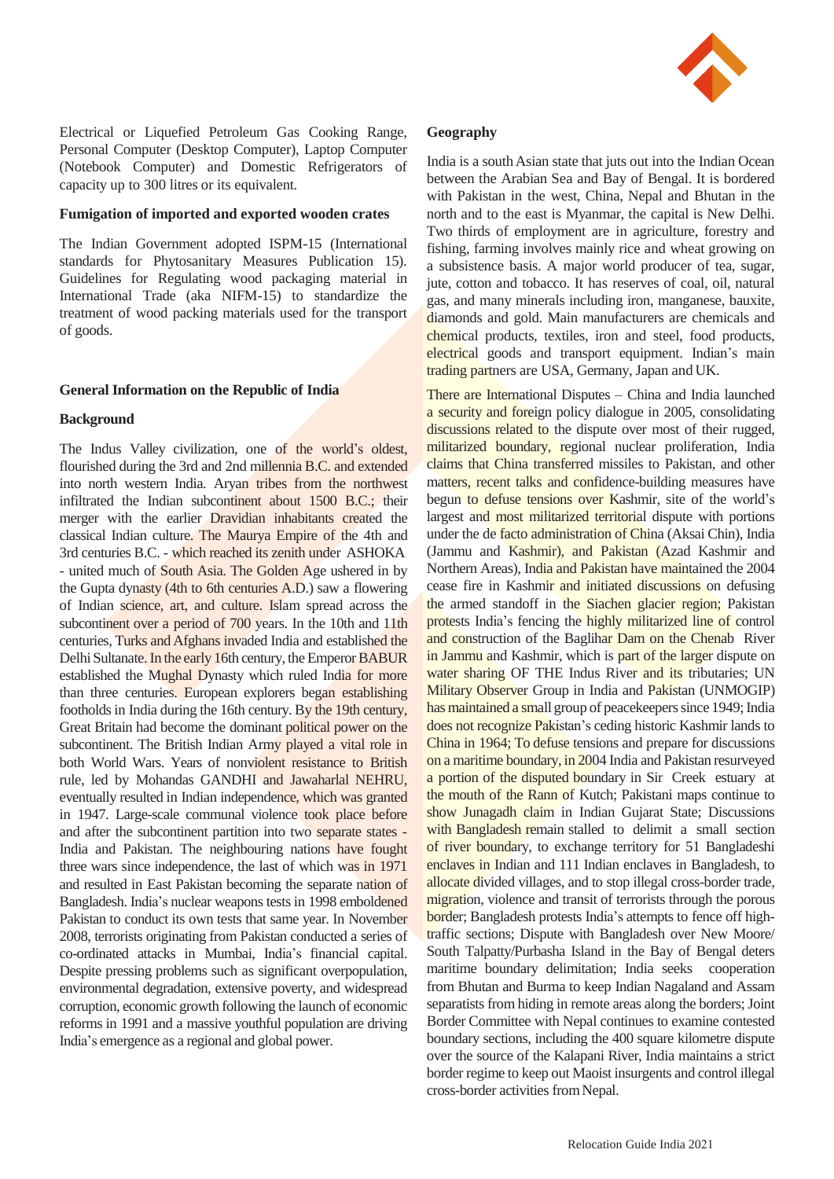Electrical or Liquefied Petroleum Gas Cooking Range, Personal Computer (Desktop Computer), Laptop Computer (Notebook Computer) and Domestic Refrigerators of capacity up to 300 litres or its equivalent.

**Fumigation of imported and exported wooden crates**

The Indian Government adopted ISPM-15 (International standards for Phytosanitary Measures Publication 15). Guidelines for Regulating wood packaging material in International Trade (aka NIFM-15) to standardize the treatment of wood packing materials used for the transport of goods.

## General Information on the Republic of India

### Background

The Indus Valley civilization, one of the world's oldest, flourished during the 3rd and 2nd millennia B.C. and extended into north western India. Aryan tribes from the northwest infiltrated the Indian subcontinent about 1500 B.C.; their merger with the earlier Dravidian inhabitants created the classical Indian culture. The Maurya Empire of the 4th and 3rd centuries B.C. - which reached its zenith under ASHOKA - united much of South Asia. The Golden Age ushered in by the Gupta dynasty (4th to 6th centuries A.D.) saw a flowering of Indian science, art, and culture. Islam spread across the subcontinent over a period of 700 years. In the 10th and 11th centuries, Turks and Afghans invaded India and established the Delhi Sultanate. In the early 16th century, the Emperor BABUR established the Mughal Dynasty which ruled India for more than three centuries. European explorers began establishing footholds in India during the 16th century. By the 19th century, Great Britain had become the dominant political power on the subcontinent. The British Indian Army played a vital role in both World Wars. Years of nonviolent resistance to British rule, led by Mohandas GANDHI and Jawaharlal NEHRU, eventually resulted in Indian independence, which was granted in 1947. Large-scale communal violence took place before and after the subcontinent partition into two separate states - India and Pakistan. The neighbouring nations have fought three wars since independence, the last of which was in 1971 and resulted in East Pakistan becoming the separate nation of Bangladesh. India's nuclear weapons tests in 1998 emboldened Pakistan to conduct its own tests that same year. In November 2008, terrorists originating from Pakistan conducted a series of co-ordinated attacks in Mumbai, India's financial capital. Despite pressing problems such as significant overpopulation, environmental degradation, extensive poverty, and widespread corruption, economic growth following the launch of economic reforms in 1991 and a massive youthful population are driving India's emergence as a regional and global power.

### Geography

India is a south Asian state that juts out into the Indian Ocean between the Arabian Sea and Bay of Bengal. It is bordered with Pakistan in the west, China, Nepal and Bhutan in the north and to the east is Myanmar, the capital is New Delhi. Two thirds of employment are in agriculture, forestry and fishing, farming involves mainly rice and wheat growing on a subsistence basis. A major world producer of tea, sugar, jute, cotton and tobacco. It has reserves of coal, oil, natural gas, and many minerals including iron, manganese, bauxite, diamonds and gold. Main manufacturers are chemicals and chemical products, textiles, iron and steel, food products, electrical goods and transport equipment. Indian's main trading partners are USA, Germany, Japan and UK.

There are International Disputes – China and India launched a security and foreign policy dialogue in 2005, consolidating discussions related to the dispute over most of their rugged, militarized boundary, regional nuclear proliferation, India claims that China transferred missiles to Pakistan, and other matters, recent talks and confidence-building measures have begun to defuse tensions over Kashmir, site of the world's largest and most militarized territorial dispute with portions under the de facto administration of China (Aksai Chin), India (Jammu and Kashmir), and Pakistan (Azad Kashmir and Northern Areas), India and Pakistan have maintained the 2004 cease fire in Kashmir and initiated discussions on defusing the armed standoff in the Siachen glacier region; Pakistan protests India's fencing the highly militarized line of control and construction of the Baglihar Dam on the Chenab River in Jammu and Kashmir, which is part of the larger dispute on water sharing OF THE Indus River and its tributaries; UN Military Observer Group in India and Pakistan (UNMOGIP) has maintained a small group of peacekeepers since 1949; India does not recognize Pakistan's ceding historic Kashmir lands to China in 1964; To defuse tensions and prepare for discussions on a maritime boundary, in 2004 India and Pakistan resurveyed a portion of the disputed boundary in Sir Creek estuary at the mouth of the Rann of Kutch; Pakistani maps continue to show Junagadh claim in Indian Gujarat State; Discussions with Bangladesh remain stalled to delimit a small section of river boundary, to exchange territory for 51 Bangladeshi enclaves in Indian and 111 Indian enclaves in Bangladesh, to allocate divided villages, and to stop illegal cross-border trade, migration, violence and transit of terrorists through the porous border; Bangladesh protests India's attempts to fence off high-traffic sections; Dispute with Bangladesh over New Moore/ South Talpatty/Purbasha Island in the Bay of Bengal deters maritime boundary delimitation; India seeks cooperation from Bhutan and Burma to keep Indian Nagaland and Assam separatists from hiding in remote areas along the borders; Joint Border Committee with Nepal continues to examine contested boundary sections, including the 400 square kilometre dispute over the source of the Kalapani River, India maintains a strict border regime to keep out Maoist insurgents and control illegal cross-border activities from Nepal.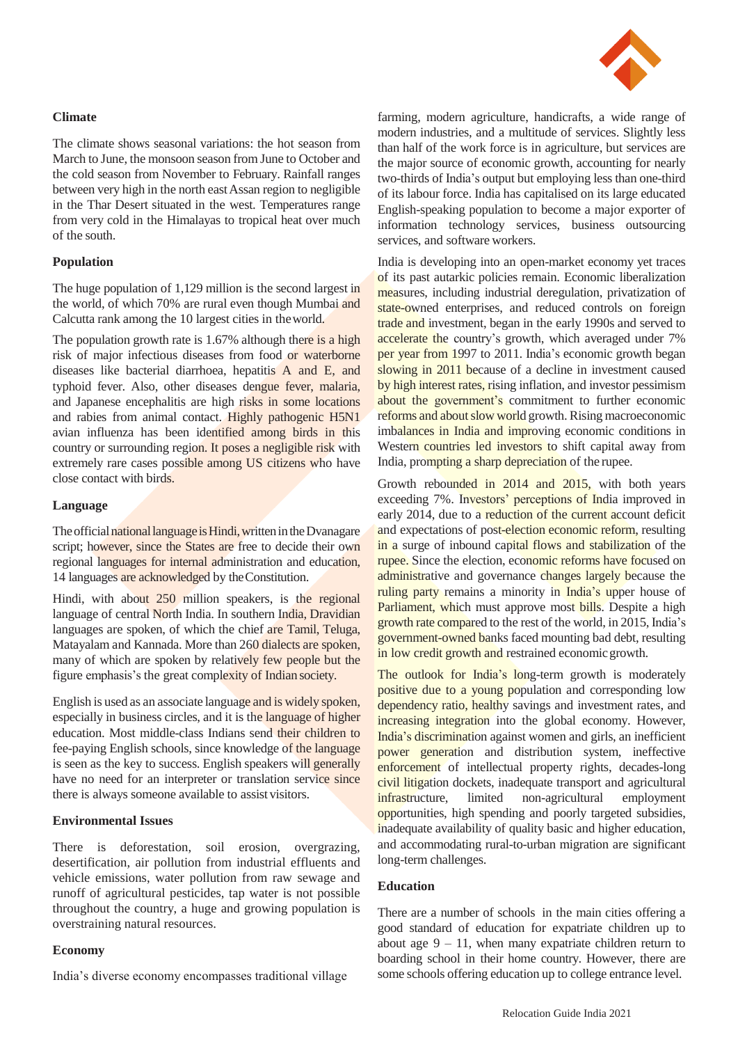## Climate

The climate shows seasonal variations: the hot season from March to June, the monsoon season from June to October and the cold season from November to February. Rainfall ranges between very high in the north east Assan region to negligible in the Thar Desert situated in the west. Temperatures range from very cold in the Himalayas to tropical heat over much of the south.

## Population

The huge population of 1,129 million is the second largest in the world, of which 70% are rural even though Mumbai and Calcutta rank among the 10 largest cities in the world.

The population growth rate is 1.67% although there is a high risk of major infectious diseases from food or waterborne diseases like bacterial diarrhoea, hepatitis A and E, and typhoid fever. Also, other diseases dengue fever, malaria, and Japanese encephalitis are high risks in some locations and rabies from animal contact. Highly pathogenic H5N1 avian influenza has been identified among birds in this country or surrounding region. It poses a negligible risk with extremely rare cases possible among US citizens who have close contact with birds.

## Language

The official national language is Hindi, written in the Dvanagare script; however, since the States are free to decide their own regional languages for internal administration and education, 14 languages are acknowledged by the Constitution.

Hindi, with about 250 million speakers, is the regional language of central North India. In southern India, Dravidian languages are spoken, of which the chief are Tamil, Teluga, Matayalam and Kannada. More than 260 dialects are spoken, many of which are spoken by relatively few people but the figure emphasis's the great complexity of Indian society.

English is used as an associate language and is widely spoken, especially in business circles, and it is the language of higher education. Most middle-class Indians send their children to fee-paying English schools, since knowledge of the language is seen as the key to success. English speakers will generally have no need for an interpreter or translation service since there is always someone available to assist visitors.

## Environmental Issues

There is deforestation, soil erosion, overgrazing, desertification, air pollution from industrial effluents and vehicle emissions, water pollution from raw sewage and runoff of agricultural pesticides, tap water is not possible throughout the country, a huge and growing population is overstraining natural resources.

## Economy

India's diverse economy encompasses traditional village farming, modern agriculture, handicrafts, a wide range of modern industries, and a multitude of services. Slightly less than half of the work force is in agriculture, but services are the major source of economic growth, accounting for nearly two-thirds of India's output but employing less than one-third of its labour force. India has capitalised on its large educated English-speaking population to become a major exporter of information technology services, business outsourcing services, and software workers.

India is developing into an open-market economy yet traces of its past autarkic policies remain. Economic liberalization measures, including industrial deregulation, privatization of state-owned enterprises, and reduced controls on foreign trade and investment, began in the early 1990s and served to accelerate the country's growth, which averaged under 7% per year from 1997 to 2011. India's economic growth began slowing in 2011 because of a decline in investment caused by high interest rates, rising inflation, and investor pessimism about the government's commitment to further economic reforms and about slow world growth. Rising macroeconomic imbalances in India and improving economic conditions in Western countries led investors to shift capital away from India, prompting a sharp depreciation of the rupee.

Growth rebounded in 2014 and 2015, with both years exceeding 7%. Investors' perceptions of India improved in early 2014, due to a reduction of the current account deficit and expectations of post-election economic reform, resulting in a surge of inbound capital flows and stabilization of the rupee. Since the election, economic reforms have focused on administrative and governance changes largely because the ruling party remains a minority in India's upper house of Parliament, which must approve most bills. Despite a high growth rate compared to the rest of the world, in 2015, India's government-owned banks faced mounting bad debt, resulting in low credit growth and restrained economic growth.

The outlook for India's long-term growth is moderately positive due to a young population and corresponding low dependency ratio, healthy savings and investment rates, and increasing integration into the global economy. However, India's discrimination against women and girls, an inefficient power generation and distribution system, ineffective enforcement of intellectual property rights, decades-long civil litigation dockets, inadequate transport and agricultural infrastructure, limited non-agricultural employment opportunities, high spending and poorly targeted subsidies, inadequate availability of quality basic and higher education, and accommodating rural-to-urban migration are significant long-term challenges.

## Education

There are a number of schools in the main cities offering a good standard of education for expatriate children up to about age 9 – 11, when many expatriate children return to boarding school in their home country. However, there are some schools offering education up to college entrance level.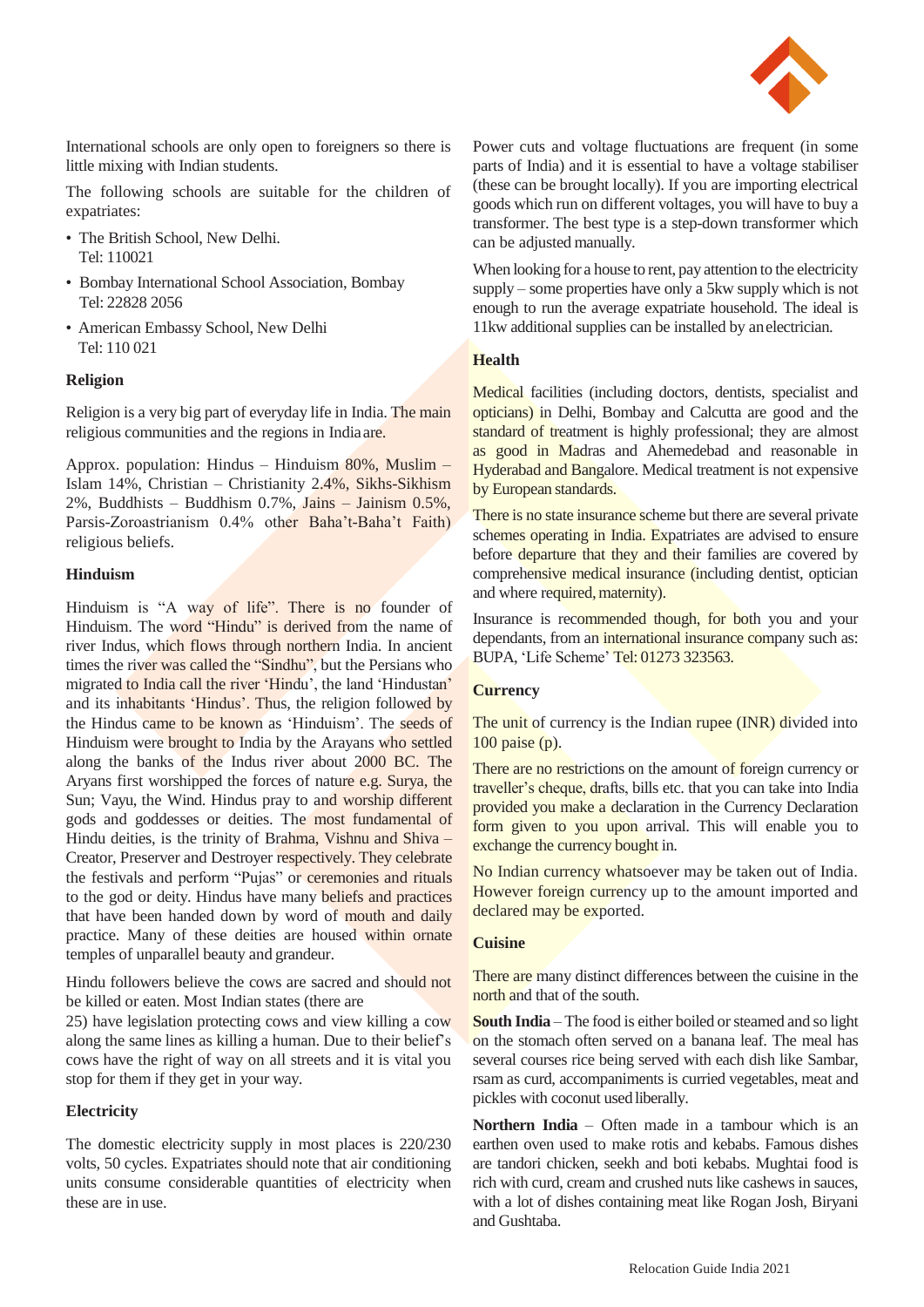International schools are only open to foreigners so there is little mixing with Indian students.

The following schools are suitable for the children of expatriates:

- The British School, New Delhi.
  Tel: 110021
- Bombay International School Association, Bombay
  Tel: 22828 2056
- American Embassy School, New Delhi
  Tel: 110 021

### Religion

Religion is a very big part of everyday life in India. The main religious communities and the regions in India are.

Approx. population: Hindus – Hinduism 80%, Muslim – Islam 14%, Christian – Christianity 2.4%, Sikhs-Sikhism 2%, Buddhists – Buddhism 0.7%, Jains – Jainism 0.5%, Parsis-Zoroastrianism 0.4% other Baha't-Baha't Faith) religious beliefs.

### Hinduism

Hinduism is "A way of life". There is no founder of Hinduism. The word "Hindu" is derived from the name of river Indus, which flows through northern India. In ancient times the river was called the "Sindhu", but the Persians who migrated to India call the river 'Hindu', the land 'Hindustan' and its inhabitants 'Hindus'. Thus, the religion followed by the Hindus came to be known as 'Hinduism'. The seeds of Hinduism were brought to India by the Arayans who settled along the banks of the Indus river about 2000 BC. The Aryans first worshipped the forces of nature e.g. Surya, the Sun; Vayu, the Wind. Hindus pray to and worship different gods and goddesses or deities. The most fundamental of Hindu deities, is the trinity of Brahma, Vishnu and Shiva – Creator, Preserver and Destroyer respectively. They celebrate the festivals and perform "Pujas" or ceremonies and rituals to the god or deity. Hindus have many beliefs and practices that have been handed down by word of mouth and daily practice. Many of these deities are housed within ornate temples of unparallel beauty and grandeur.

Hindu followers believe the cows are sacred and should not be killed or eaten. Most Indian states (there are 25) have legislation protecting cows and view killing a cow along the same lines as killing a human. Due to their belief's cows have the right of way on all streets and it is vital you stop for them if they get in your way.

### Electricity

The domestic electricity supply in most places is 220/230 volts, 50 cycles. Expatriates should note that air conditioning units consume considerable quantities of electricity when these are in use.

Power cuts and voltage fluctuations are frequent (in some parts of India) and it is essential to have a voltage stabiliser (these can be brought locally). If you are importing electrical goods which run on different voltages, you will have to buy a transformer. The best type is a step-down transformer which can be adjusted manually.

When looking for a house to rent, pay attention to the electricity supply – some properties have only a 5kw supply which is not enough to run the average expatriate household. The ideal is 11kw additional supplies can be installed by an electrician.

### Health

Medical facilities (including doctors, dentists, specialist and opticians) in Delhi, Bombay and Calcutta are good and the standard of treatment is highly professional; they are almost as good in Madras and Ahemedebad and reasonable in Hyderabad and Bangalore. Medical treatment is not expensive by European standards.

There is no state insurance scheme but there are several private schemes operating in India. Expatriates are advised to ensure before departure that they and their families are covered by comprehensive medical insurance (including dentist, optician and where required, maternity).

Insurance is recommended though, for both you and your dependants, from an international insurance company such as: BUPA, 'Life Scheme' Tel: 01273 323563.

### Currency

The unit of currency is the Indian rupee (INR) divided into 100 paise (p).

There are no restrictions on the amount of foreign currency or traveller's cheque, drafts, bills etc. that you can take into India provided you make a declaration in the Currency Declaration form given to you upon arrival. This will enable you to exchange the currency bought in.

No Indian currency whatsoever may be taken out of India. However foreign currency up to the amount imported and declared may be exported.

### Cuisine

There are many distinct differences between the cuisine in the north and that of the south.

**South India** – The food is either boiled or steamed and so light on the stomach often served on a banana leaf. The meal has several courses rice being served with each dish like Sambar, rsam as curd, accompaniments is curried vegetables, meat and pickles with coconut used liberally.

**Northern India** – Often made in a tambour which is an earthen oven used to make rotis and kebabs. Famous dishes are tandori chicken, seekh and boti kebabs. Mughtai food is rich with curd, cream and crushed nuts like cashews in sauces, with a lot of dishes containing meat like Rogan Josh, Biryani and Gushtaba.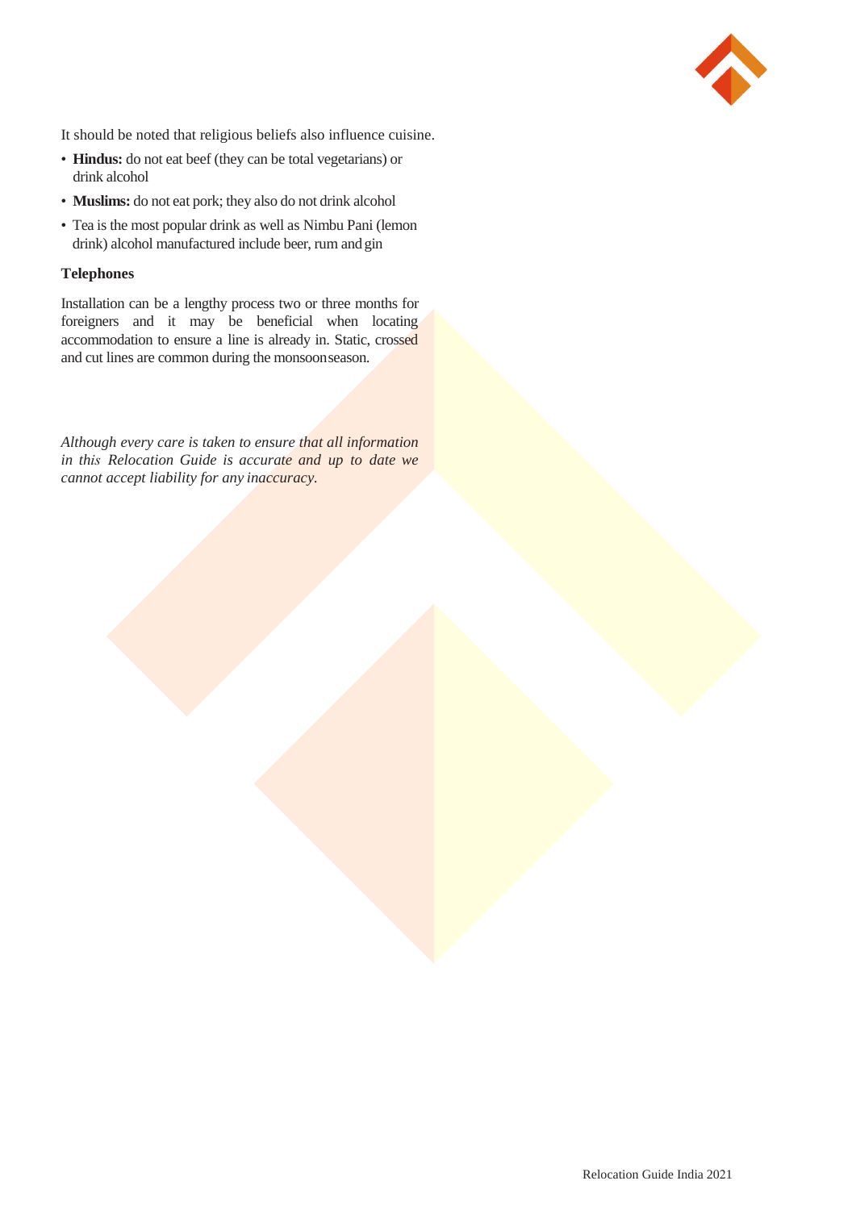It should be noted that religious beliefs also influence cuisine.

- **Hindus:** do not eat beef (they can be total vegetarians) or drink alcohol
- **Muslims:** do not eat pork; they also do not drink alcohol
- Tea is the most popular drink as well as Nimbu Pani (lemon drink) alcohol manufactured include beer, rum and gin

**Telephones**

Installation can be a lengthy process two or three months for foreigners and it may be beneficial when locating accommodation to ensure a line is already in. Static, crossed and cut lines are common during the monsoon season.

*Although every care is taken to ensure that all information in this Relocation Guide is accurate and up to date we cannot accept liability for any inaccuracy.*